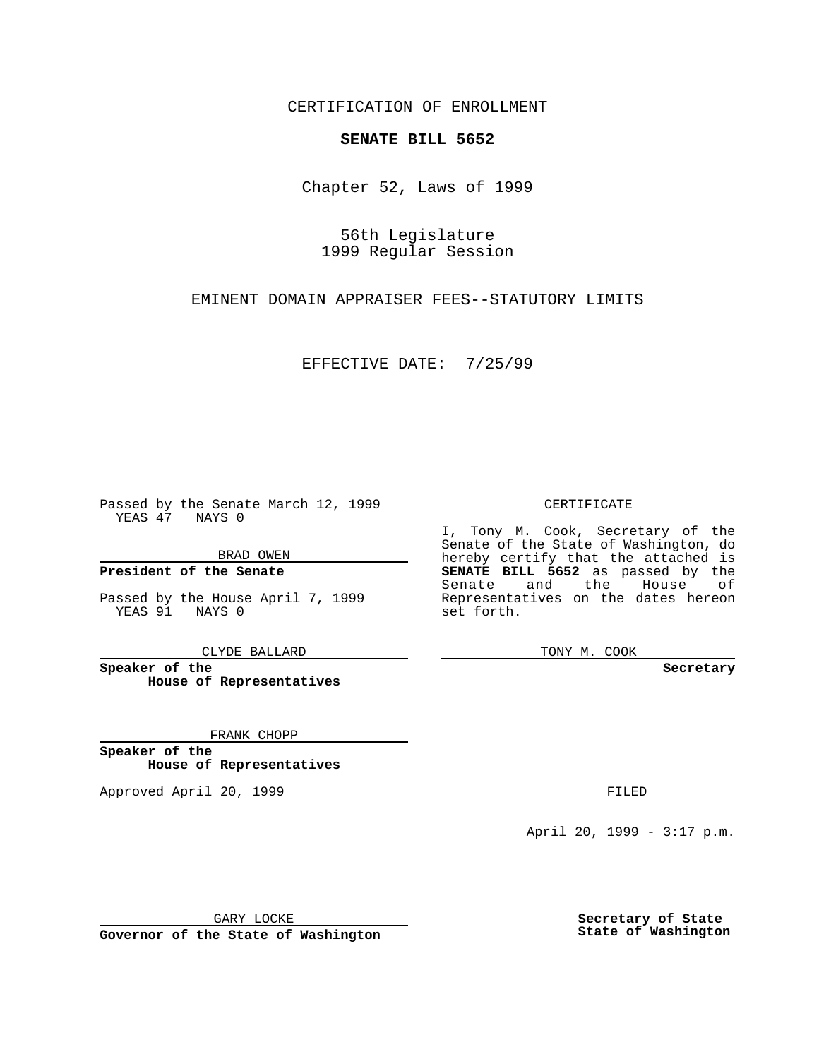CERTIFICATION OF ENROLLMENT

**SENATE BILL 5652**

Chapter 52, Laws of 1999

56th Legislature
1999 Regular Session

EMINENT DOMAIN APPRAISER FEES--STATUTORY LIMITS

EFFECTIVE DATE: 7/25/99

Passed by the Senate March 12, 1999
YEAS 47 NAYS 0

BRAD OWEN

**President of the Senate**

Passed by the House April 7, 1999
YEAS 91 NAYS 0

CLYDE BALLARD

**Speaker of the House of Representatives**

FRANK CHOPP

**Speaker of the House of Representatives**

Approved April 20, 1999

GARY LOCKE

**Governor of the State of Washington**

CERTIFICATE

I, Tony M. Cook, Secretary of the Senate of the State of Washington, do hereby certify that the attached is **SENATE BILL 5652** as passed by the Senate and the House of Representatives on the dates hereon set forth.

TONY M. COOK

**Secretary**

FILED

April 20, 1999 - 3:17 p.m.

**Secretary of State**
**State of Washington**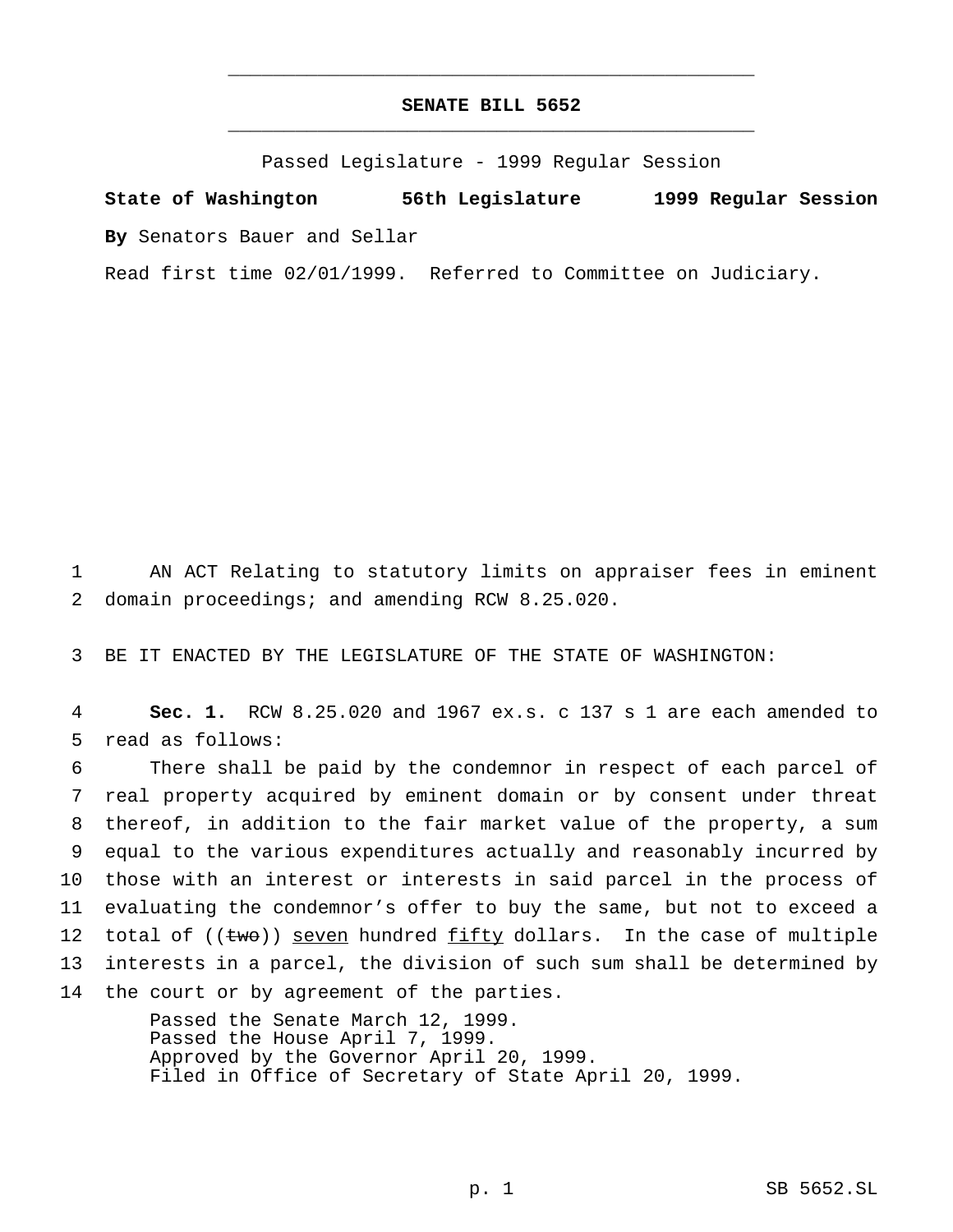# SENATE BILL 5652

Passed Legislature - 1999 Regular Session

**State of Washington 56th Legislature 1999 Regular Session**

**By** Senators Bauer and Sellar

Read first time 02/01/1999. Referred to Committee on Judiciary.

AN ACT Relating to statutory limits on appraiser fees in eminent domain proceedings; and amending RCW 8.25.020.

BE IT ENACTED BY THE LEGISLATURE OF THE STATE OF WASHINGTON:

**Sec. 1.** RCW 8.25.020 and 1967 ex.s. c 137 s 1 are each amended to read as follows:

There shall be paid by the condemnor in respect of each parcel of real property acquired by eminent domain or by consent under threat thereof, in addition to the fair market value of the property, a sum equal to the various expenditures actually and reasonably incurred by those with an interest or interests in said parcel in the process of evaluating the condemnor's offer to buy the same, but not to exceed a total of ((~~two~~)) <u>seven</u> hundred <u>fifty</u> dollars. In the case of multiple interests in a parcel, the division of such sum shall be determined by the court or by agreement of the parties.

Passed the Senate March 12, 1999.
Passed the House April 7, 1999.
Approved by the Governor April 20, 1999.
Filed in Office of Secretary of State April 20, 1999.